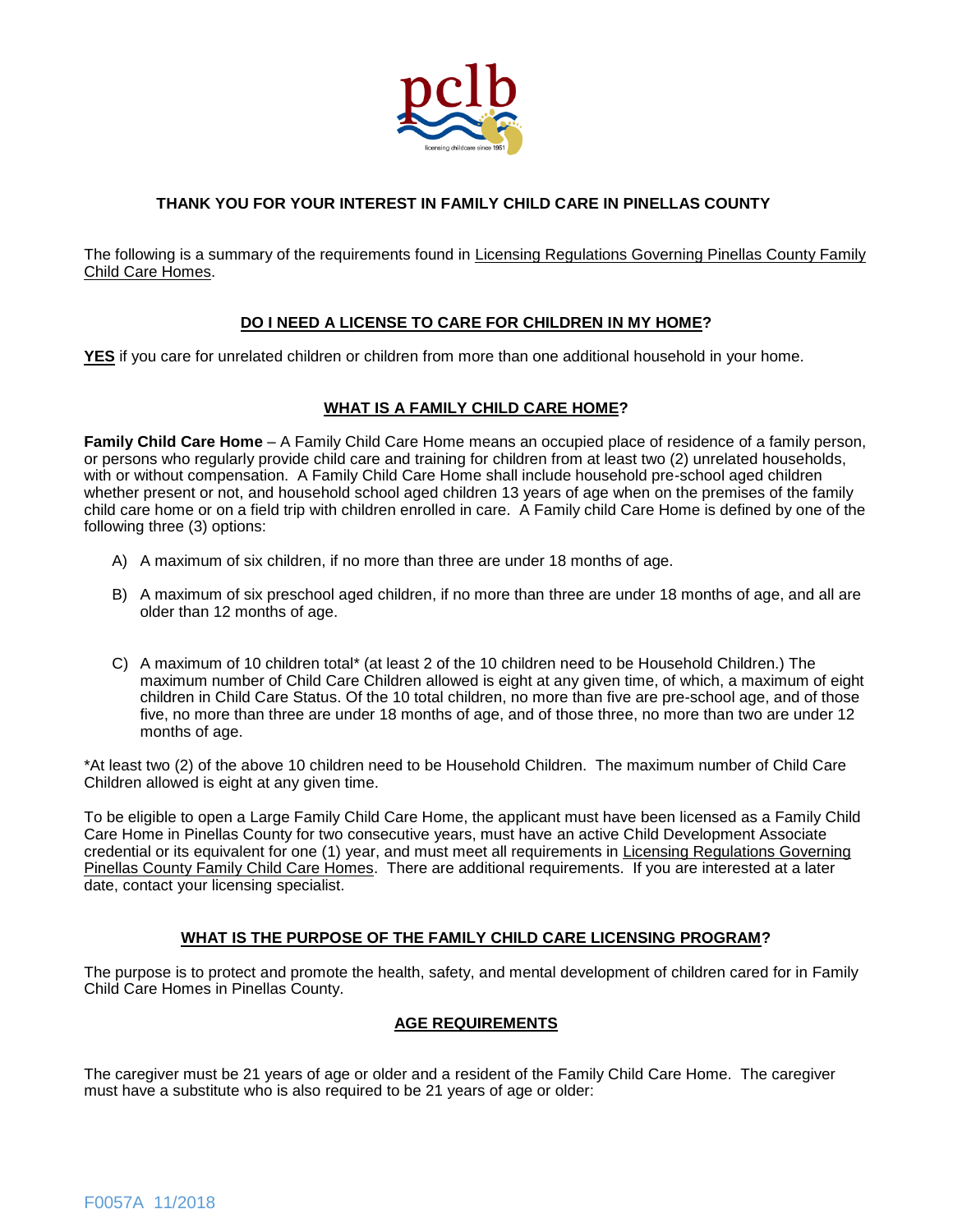pclb

licensing childcare since 1951

## THANK YOU FOR YOUR INTEREST IN FAMILY CHILD CARE IN PINELLAS COUNTY

The following is a summary of the requirements found in Licensing Regulations Governing Pinellas County Family Child Care Homes.

### DO I NEED A LICENSE TO CARE FOR CHILDREN IN MY HOME?

**YES** if you care for unrelated children or children from more than one additional household in your home.

### WHAT IS A FAMILY CHILD CARE HOME?

**Family Child Care Home** – A Family Child Care Home means an occupied place of residence of a family person, or persons who regularly provide child care and training for children from at least two (2) unrelated households, with or without compensation. A Family Child Care Home shall include household pre-school aged children whether present or not, and household school aged children 13 years of age when on the premises of the family child care home or on a field trip with children enrolled in care. A Family child Care Home is defined by one of the following three (3) options:

A) A maximum of six children, if no more than three are under 18 months of age.

B) A maximum of six preschool aged children, if no more than three are under 18 months of age, and all are older than 12 months of age.

C) A maximum of 10 children total* (at least 2 of the 10 children need to be Household Children.) The maximum number of Child Care Children allowed is eight at any given time, of which, a maximum of eight children in Child Care Status. Of the 10 total children, no more than five are pre-school age, and of those five, no more than three are under 18 months of age, and of those three, no more than two are under 12 months of age.

*At least two (2) of the above 10 children need to be Household Children. The maximum number of Child Care Children allowed is eight at any given time.

To be eligible to open a Large Family Child Care Home, the applicant must have been licensed as a Family Child Care Home in Pinellas County for two consecutive years, must have an active Child Development Associate credential or its equivalent for one (1) year, and must meet all requirements in Licensing Regulations Governing Pinellas County Family Child Care Homes. There are additional requirements. If you are interested at a later date, contact your licensing specialist.

### WHAT IS THE PURPOSE OF THE FAMILY CHILD CARE LICENSING PROGRAM?

The purpose is to protect and promote the health, safety, and mental development of children cared for in Family Child Care Homes in Pinellas County.

### AGE REQUIREMENTS

The caregiver must be 21 years of age or older and a resident of the Family Child Care Home. The caregiver must have a substitute who is also required to be 21 years of age or older:

F0057A 11/2018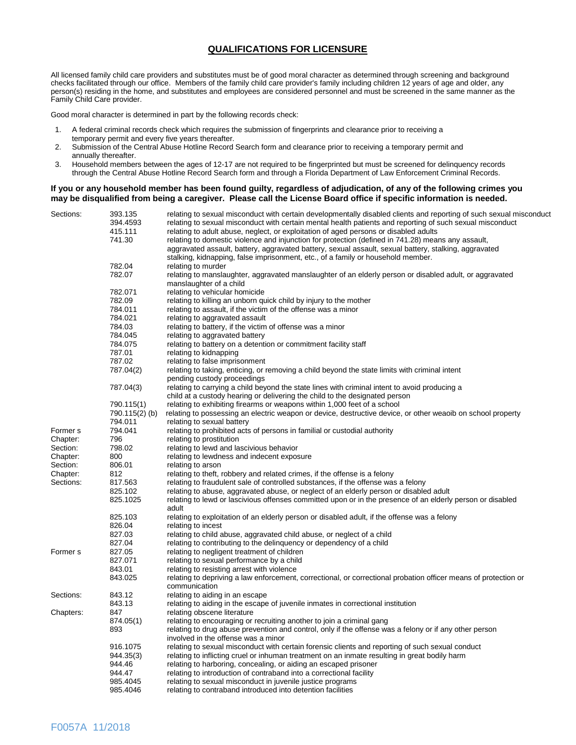## QUALIFICATIONS FOR LICENSURE

All licensed family child care providers and substitutes must be of good moral character as determined through screening and background checks facilitated through our office. Members of the family child care provider's family including children 12 years of age and older, any person(s) residing in the home, and substitutes and employees are considered personnel and must be screened in the same manner as the Family Child Care provider.

Good moral character is determined in part by the following records check:

1. A federal criminal records check which requires the submission of fingerprints and clearance prior to receiving a temporary permit and every five years thereafter.
2. Submission of the Central Abuse Hotline Record Search form and clearance prior to receiving a temporary permit and annually thereafter.
3. Household members between the ages of 12-17 are not required to be fingerprinted but must be screened for delinquency records through the Central Abuse Hotline Record Search form and through a Florida Department of Law Enforcement Criminal Records.

**If you or any household member has been found guilty, regardless of adjudication, of any of the following crimes you may be disqualified from being a caregiver. Please call the License Board office if specific information is needed.**

| | | |
|---|---|---|
| Sections: | 393.135 | relating to sexual misconduct with certain developmentally disabled clients and reporting of such sexual misconduct |
| | 394.4593 | relating to sexual misconduct with certain mental health patients and reporting of such sexual misconduct |
| | 415.111 | relating to adult abuse, neglect, or exploitation of aged persons or disabled adults |
| | 741.30 | relating to domestic violence and injunction for protection (defined in 741.28) means any assault, aggravated assault, battery, aggravated battery, sexual assault, sexual battery, stalking, aggravated stalking, kidnapping, false imprisonment, etc., of a family or household member. |
| | 782.04 | relating to murder |
| | 782.07 | relating to manslaughter, aggravated manslaughter of an elderly person or disabled adult, or aggravated manslaughter of a child |
| | 782.071 | relating to vehicular homicide |
| | 782.09 | relating to killing an unborn quick child by injury to the mother |
| | 784.011 | relating to assault, if the victim of the offense was a minor |
| | 784.021 | relating to aggravated assault |
| | 784.03 | relating to battery, if the victim of offense was a minor |
| | 784.045 | relating to aggravated battery |
| | 784.075 | relating to battery on a detention or commitment facility staff |
| | 787.01 | relating to kidnapping |
| | 787.02 | relating to false imprisonment |
| | 787.04(2) | relating to taking, enticing, or removing a child beyond the state limits with criminal intent pending custody proceedings |
| | 787.04(3) | relating to carrying a child beyond the state lines with criminal intent to avoid producing a child at a custody hearing or delivering the child to the designated person |
| | 790.115(1) | relating to exhibiting firearms or weapons within 1,000 feet of a school |
| | 790.115(2) (b) | relating to possessing an electric weapon or device, destructive device, or other weaoib on school property |
| | 794.011 | relating to sexual battery |
| Former s | 794.041 | relating to prohibited acts of persons in familial or custodial authority |
| Chapter: | 796 | relating to prostitution |
| Section: | 798.02 | relating to lewd and lascivious behavior |
| Chapter: | 800 | relating to lewdness and indecent exposure |
| Section: | 806.01 | relating to arson |
| Chapter: | 812 | relating to theft, robbery and related crimes, if the offense is a felony |
| Sections: | 817.563 | relating to fraudulent sale of controlled substances, if the offense was a felony |
| | 825.102 | relating to abuse, aggravated abuse, or neglect of an elderly person or disabled adult |
| | 825.1025 | relating to lewd or lascivious offenses committed upon or in the presence of an elderly person or disabled adult |
| | 825.103 | relating to exploitation of an elderly person or disabled adult, if the offense was a felony |
| | 826.04 | relating to incest |
| | 827.03 | relating to child abuse, aggravated child abuse, or neglect of a child |
| | 827.04 | relating to contributing to the delinquency or dependency of a child |
| Former s | 827.05 | relating to negligent treatment of children |
| | 827.071 | relating to sexual performance by a child |
| | 843.01 | relating to resisting arrest with violence |
| | 843.025 | relating to depriving a law enforcement, correctional, or correctional probation officer means of protection or communication |
| Sections: | 843.12 | relating to aiding in an escape |
| | 843.13 | relating to aiding in the escape of juvenile inmates in correctional institution |
| Chapters: | 847 | relating obscene literature |
| | 874.05(1) | relating to encouraging or recruiting another to join a criminal gang |
| | 893 | relating to drug abuse prevention and control, only if the offense was a felony or if any other person involved in the offense was a minor |
| | 916.1075 | relating to sexual misconduct with certain forensic clients and reporting of such sexual conduct |
| | 944.35(3) | relating to inflicting cruel or inhuman treatment on an inmate resulting in great bodily harm |
| | 944.46 | relating to harboring, concealing, or aiding an escaped prisoner |
| | 944.47 | relating to introduction of contraband into a correctional facility |
| | 985.4045 | relating to sexual misconduct in juvenile justice programs |
| | 985.4046 | relating to contraband introduced into detention facilities |

F0057A 11/2018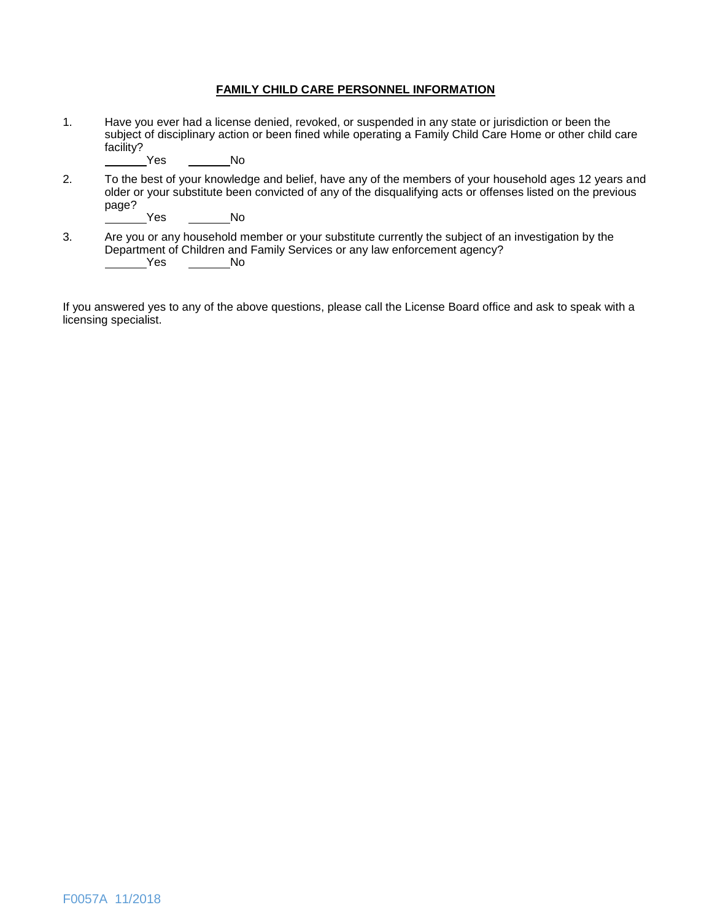**FAMILY CHILD CARE PERSONNEL INFORMATION**

1. Have you ever had a license denied, revoked, or suspended in any state or jurisdiction or been the subject of disciplinary action or been fined while operating a Family Child Care Home or other child care facility?

   _______Yes       _______No

2. To the best of your knowledge and belief, have any of the members of your household ages 12 years and older or your substitute been convicted of any of the disqualifying acts or offenses listed on the previous page?

   _______Yes       _______No

3. Are you or any household member or your substitute currently the subject of an investigation by the Department of Children and Family Services or any law enforcement agency?

   _______Yes       _______No

If you answered yes to any of the above questions, please call the License Board office and ask to speak with a licensing specialist.

F0057A 11/2018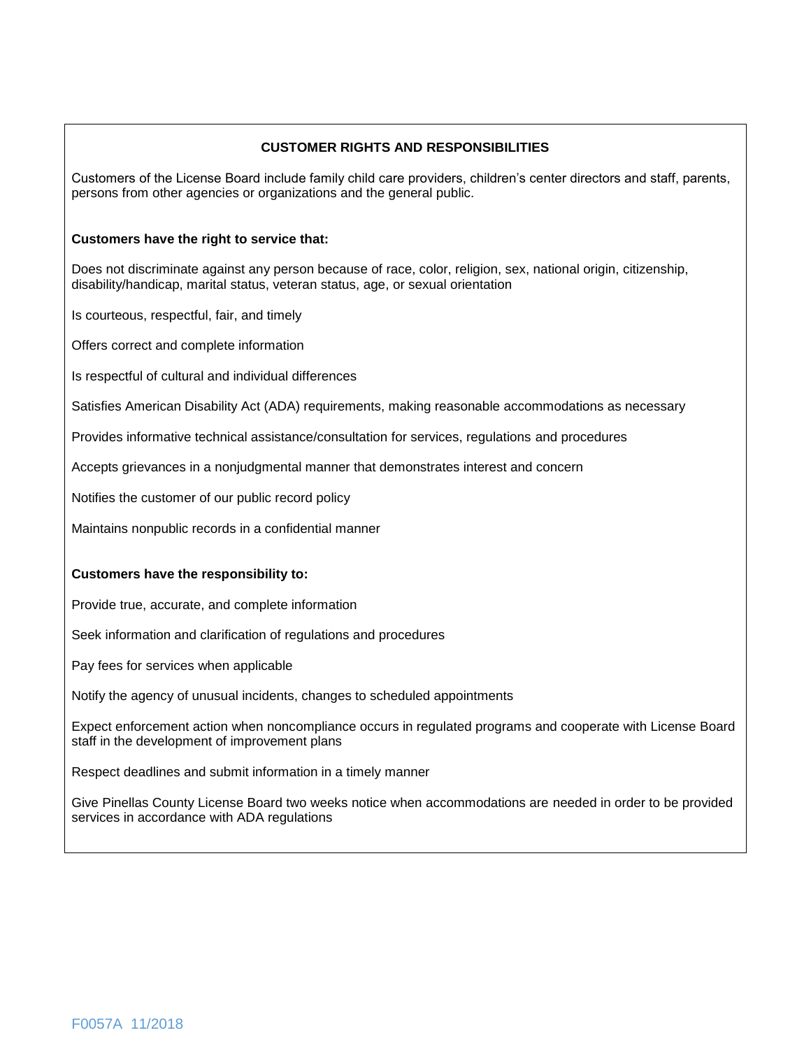## CUSTOMER RIGHTS AND RESPONSIBILITIES

Customers of the License Board include family child care providers, children's center directors and staff, parents, persons from other agencies or organizations and the general public.

**Customers have the right to service that:**

Does not discriminate against any person because of race, color, religion, sex, national origin, citizenship, disability/handicap, marital status, veteran status, age, or sexual orientation

Is courteous, respectful, fair, and timely

Offers correct and complete information

Is respectful of cultural and individual differences

Satisfies American Disability Act (ADA) requirements, making reasonable accommodations as necessary

Provides informative technical assistance/consultation for services, regulations and procedures

Accepts grievances in a nonjudgmental manner that demonstrates interest and concern

Notifies the customer of our public record policy

Maintains nonpublic records in a confidential manner

**Customers have the responsibility to:**

Provide true, accurate, and complete information

Seek information and clarification of regulations and procedures

Pay fees for services when applicable

Notify the agency of unusual incidents, changes to scheduled appointments

Expect enforcement action when noncompliance occurs in regulated programs and cooperate with License Board staff in the development of improvement plans

Respect deadlines and submit information in a timely manner

Give Pinellas County License Board two weeks notice when accommodations are needed in order to be provided services in accordance with ADA regulations

F0057A 11/2018